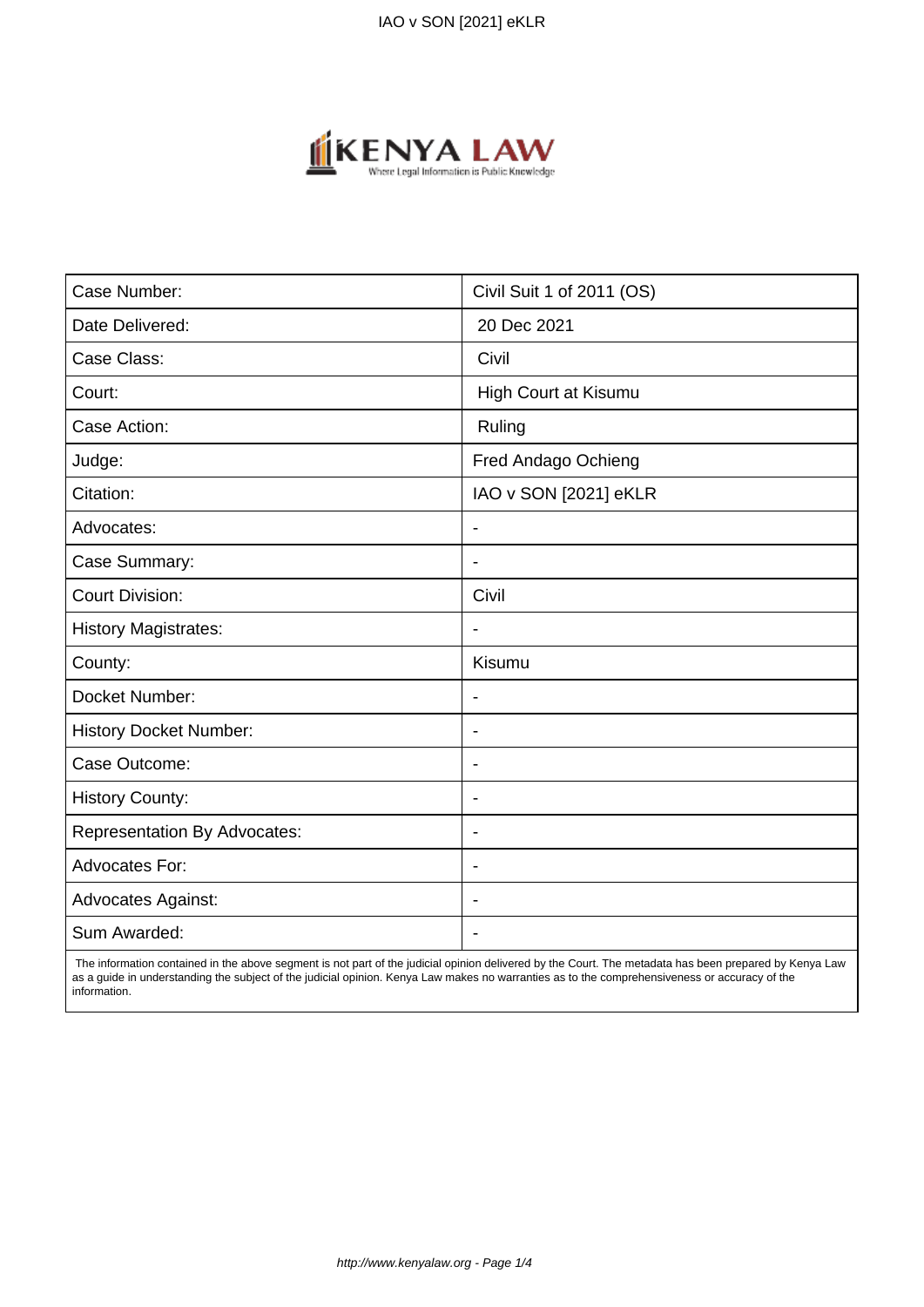| Case Number: | Civil Suit 1 of 2011 (OS) |
|---|---|
| Date Delivered: | 20 Dec 2021 |
| Case Class: | Civil |
| Court: | High Court at Kisumu |
| Case Action: | Ruling |
| Judge: | Fred Andago Ochieng |
| Citation: | IAO v SON [2021] eKLR |
| Advocates: | - |
| Case Summary: | - |
| Court Division: | Civil |
| History Magistrates: | - |
| County: | Kisumu |
| Docket Number: | - |
| History Docket Number: | - |
| Case Outcome: | - |
| History County: | - |
| Representation By Advocates: | - |
| Advocates For: | - |
| Advocates Against: | - |
| Sum Awarded: | - |

The information contained in the above segment is not part of the judicial opinion delivered by the Court. The metadata has been prepared by Kenya Law as a guide in understanding the subject of the judicial opinion. Kenya Law makes no warranties as to the comprehensiveness or accuracy of the information.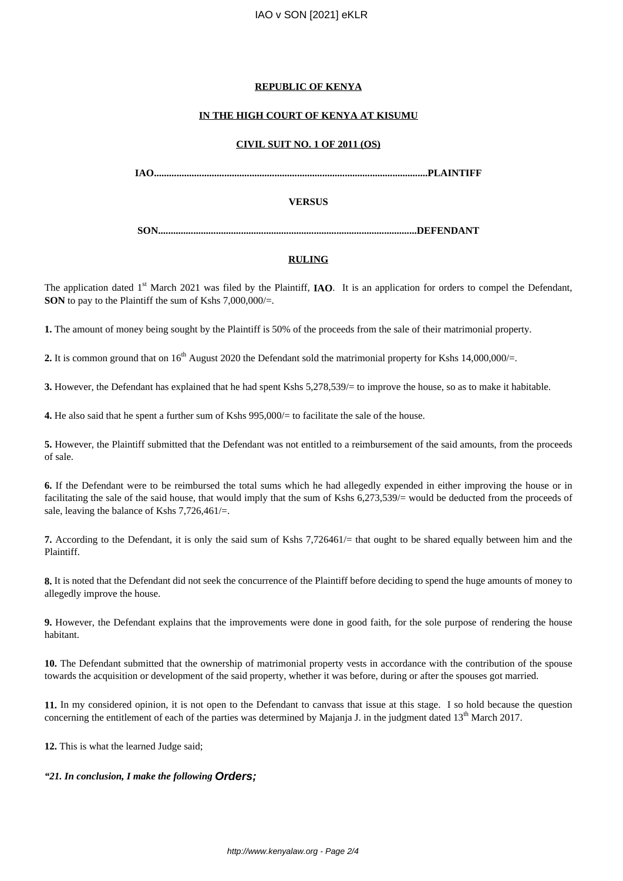**REPUBLIC OF KENYA**

**IN THE HIGH COURT OF KENYA AT KISUMU**

**CIVIL SUIT NO. 1 OF 2011 (OS)**

**IAO..........................................................................................................PLAINTIFF**

**VERSUS**

**SON....................................................................................................DEFENDANT**

**RULING**

The application dated 1st March 2021 was filed by the Plaintiff, **IAO**. It is an application for orders to compel the Defendant, **SON** to pay to the Plaintiff the sum of Kshs 7,000,000/=.

**1.** The amount of money being sought by the Plaintiff is 50% of the proceeds from the sale of their matrimonial property.

**2.** It is common ground that on 16th August 2020 the Defendant sold the matrimonial property for Kshs 14,000,000/=.

**3.** However, the Defendant has explained that he had spent Kshs 5,278,539/= to improve the house, so as to make it habitable.

**4.** He also said that he spent a further sum of Kshs 995,000/= to facilitate the sale of the house.

**5.** However, the Plaintiff submitted that the Defendant was not entitled to a reimbursement of the said amounts, from the proceeds of sale.

**6.** If the Defendant were to be reimbursed the total sums which he had allegedly expended in either improving the house or in facilitating the sale of the said house, that would imply that the sum of Kshs 6,273,539/= would be deducted from the proceeds of sale, leaving the balance of Kshs 7,726,461/=.

**7.** According to the Defendant, it is only the said sum of Kshs 7,726461/= that ought to be shared equally between him and the Plaintiff.

**8.** It is noted that the Defendant did not seek the concurrence of the Plaintiff before deciding to spend the huge amounts of money to allegedly improve the house.

**9.** However, the Defendant explains that the improvements were done in good faith, for the sole purpose of rendering the house habitant.

**10.** The Defendant submitted that the ownership of matrimonial property vests in accordance with the contribution of the spouse towards the acquisition or development of the said property, whether it was before, during or after the spouses got married.

**11.** In my considered opinion, it is not open to the Defendant to canvass that issue at this stage. I so hold because the question concerning the entitlement of each of the parties was determined by Majanja J. in the judgment dated 13th March 2017.

**12.** This is what the learned Judge said;

***"21. In conclusion, I make the following Orders;***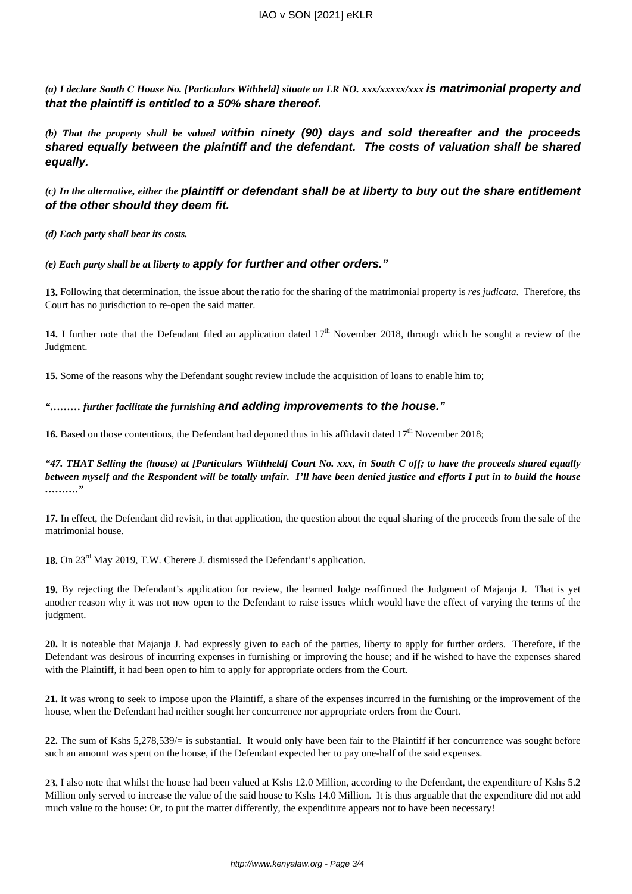*(a) I declare South C House No. [Particulars Withheld] situate on LR NO. xxx/xxxxx/xxx* ***is matrimonial property and that the plaintiff is entitled to a 50% share thereof.***

*(b) That the property shall be valued* ***within ninety (90) days and sold thereafter and the proceeds shared equally between the plaintiff and the defendant. The costs of valuation shall be shared equally.***

*(c) In the alternative, either the* ***plaintiff or defendant shall be at liberty to buy out the share entitlement of the other should they deem fit.***

***(d) Each party shall bear its costs.***

*(e) Each party shall be at liberty to* ***apply for further and other orders."***

**13.** Following that determination, the issue about the ratio for the sharing of the matrimonial property is *res judicata*. Therefore, ths Court has no jurisdiction to re-open the said matter.

**14.** I further note that the Defendant filed an application dated 17th November 2018, through which he sought a review of the Judgment.

**15.** Some of the reasons why the Defendant sought review include the acquisition of loans to enable him to;

*"……… further facilitate the furnishing* ***and adding improvements to the house."***

**16.** Based on those contentions, the Defendant had deponed thus in his affidavit dated 17th November 2018;

***"47. THAT Selling the (house) at [Particulars Withheld] Court No. xxx, in South C off; to have the proceeds shared equally between myself and the Respondent will be totally unfair. I'll have been denied justice and efforts I put in to build the house ………."***

**17.** In effect, the Defendant did revisit, in that application, the question about the equal sharing of the proceeds from the sale of the matrimonial house.

**18.** On 23rd May 2019, T.W. Cherere J. dismissed the Defendant's application.

**19.** By rejecting the Defendant's application for review, the learned Judge reaffirmed the Judgment of Majanja J. That is yet another reason why it was not now open to the Defendant to raise issues which would have the effect of varying the terms of the judgment.

**20.** It is noteable that Majanja J. had expressly given to each of the parties, liberty to apply for further orders. Therefore, if the Defendant was desirous of incurring expenses in furnishing or improving the house; and if he wished to have the expenses shared with the Plaintiff, it had been open to him to apply for appropriate orders from the Court.

**21.** It was wrong to seek to impose upon the Plaintiff, a share of the expenses incurred in the furnishing or the improvement of the house, when the Defendant had neither sought her concurrence nor appropriate orders from the Court.

**22.** The sum of Kshs 5,278,539/= is substantial. It would only have been fair to the Plaintiff if her concurrence was sought before such an amount was spent on the house, if the Defendant expected her to pay one-half of the said expenses.

**23.** I also note that whilst the house had been valued at Kshs 12.0 Million, according to the Defendant, the expenditure of Kshs 5.2 Million only served to increase the value of the said house to Kshs 14.0 Million. It is thus arguable that the expenditure did not add much value to the house: Or, to put the matter differently, the expenditure appears not to have been necessary!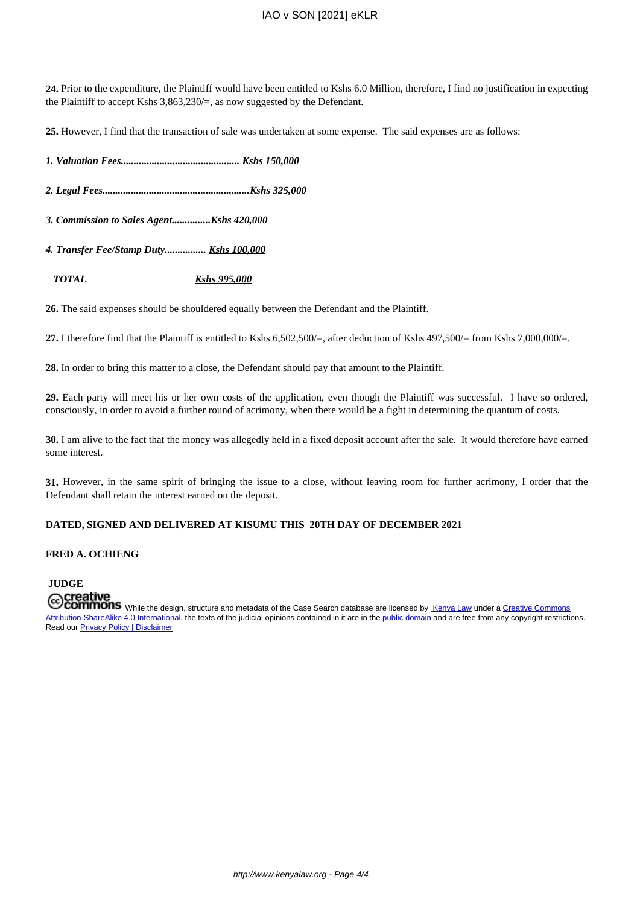**24.** Prior to the expenditure, the Plaintiff would have been entitled to Kshs 6.0 Million, therefore, I find no justification in expecting the Plaintiff to accept Kshs 3,863,230/=, as now suggested by the Defendant.

**25.** However, I find that the transaction of sale was undertaken at some expense. The said expenses are as follows:

***1. Valuation Fees............................................. Kshs 150,000***

***2. Legal Fees........................................................Kshs 325,000***

***3. Commission to Sales Agent..............Kshs 420,000***

***4. Transfer Fee/Stamp Duty................ Kshs 100,000***

***TOTAL Kshs 995,000***

**26.** The said expenses should be shouldered equally between the Defendant and the Plaintiff.

**27.** I therefore find that the Plaintiff is entitled to Kshs 6,502,500/=, after deduction of Kshs 497,500/= from Kshs 7,000,000/=.

**28.** In order to bring this matter to a close, the Defendant should pay that amount to the Plaintiff.

**29.** Each party will meet his or her own costs of the application, even though the Plaintiff was successful. I have so ordered, consciously, in order to avoid a further round of acrimony, when there would be a fight in determining the quantum of costs.

**30.** I am alive to the fact that the money was allegedly held in a fixed deposit account after the sale. It would therefore have earned some interest.

**31.** However, in the same spirit of bringing the issue to a close, without leaving room for further acrimony, I order that the Defendant shall retain the interest earned on the deposit.

**DATED, SIGNED AND DELIVERED AT KISUMU THIS 20TH DAY OF DECEMBER 2021**

**FRED A. OCHIENG**

**JUDGE**

While the design, structure and metadata of the Case Search database are licensed by Kenya Law under a Creative Commons Attribution-ShareAlike 4.0 International, the texts of the judicial opinions contained in it are in the public domain and are free from any copyright restrictions. Read our Privacy Policy | Disclaimer